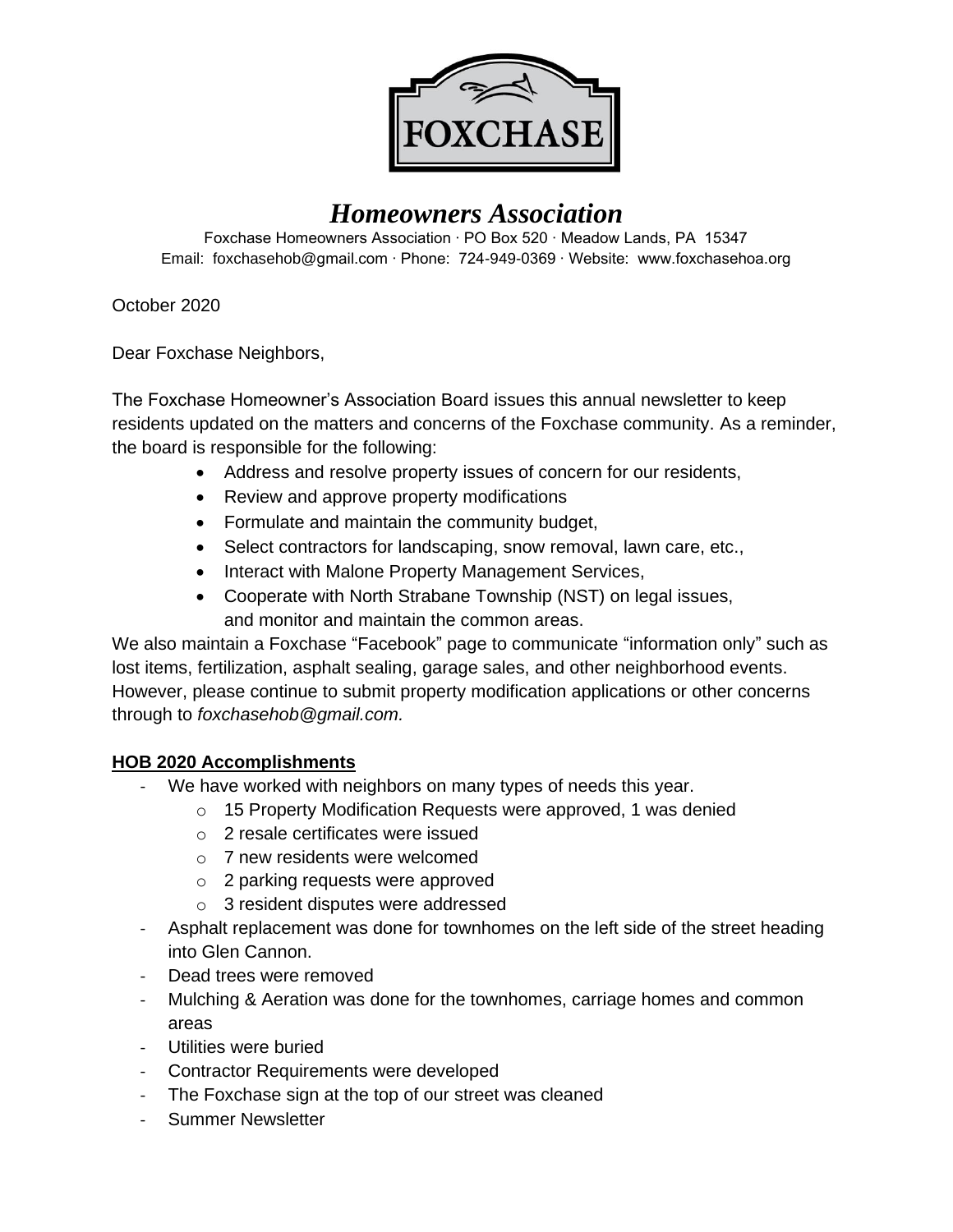FOXCHASE

# *Homeowners Association*

Foxchase Homeowners Association · PO Box 520 · Meadow Lands, PA 15347
Email: foxchasehob@gmail.com · Phone: 724-949-0369 · Website: www.foxchasehoa.org

October 2020

Dear Foxchase Neighbors,

The Foxchase Homeowner's Association Board issues this annual newsletter to keep residents updated on the matters and concerns of the Foxchase community. As a reminder, the board is responsible for the following:

- Address and resolve property issues of concern for our residents,
- Review and approve property modifications
- Formulate and maintain the community budget,
- Select contractors for landscaping, snow removal, lawn care, etc.,
- Interact with Malone Property Management Services,
- Cooperate with North Strabane Township (NST) on legal issues, and monitor and maintain the common areas.

We also maintain a Foxchase "Facebook" page to communicate "information only" such as lost items, fertilization, asphalt sealing, garage sales, and other neighborhood events. However, please continue to submit property modification applications or other concerns through to *foxchasehob@gmail.com.*

## **HOB 2020 Accomplishments**

- We have worked with neighbors on many types of needs this year.
    - 15 Property Modification Requests were approved, 1 was denied
    - 2 resale certificates were issued
    - 7 new residents were welcomed
    - 2 parking requests were approved
    - 3 resident disputes were addressed
- Asphalt replacement was done for townhomes on the left side of the street heading into Glen Cannon.
- Dead trees were removed
- Mulching & Aeration was done for the townhomes, carriage homes and common areas
- Utilities were buried
- Contractor Requirements were developed
- The Foxchase sign at the top of our street was cleaned
- Summer Newsletter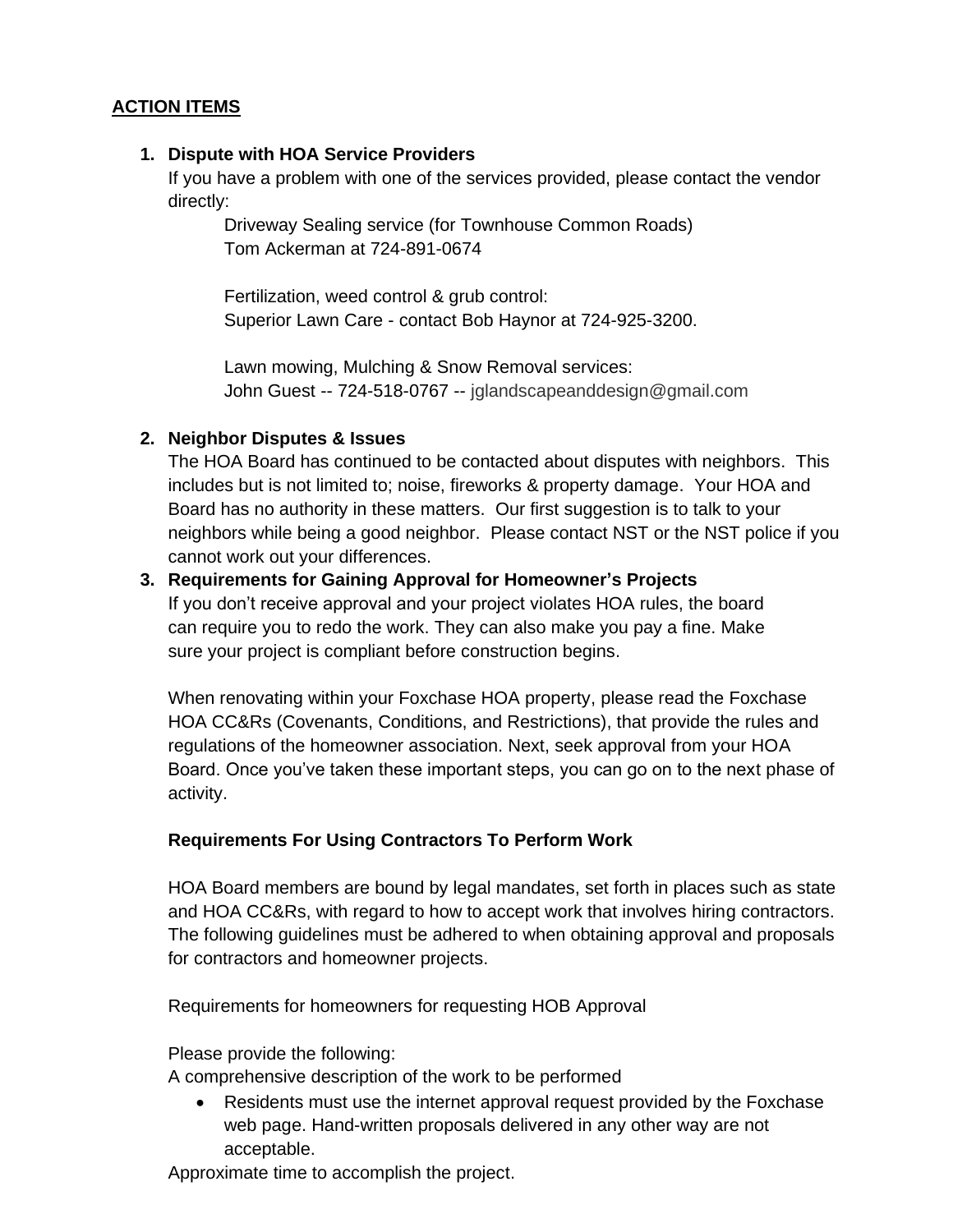## ACTION ITEMS

1. **Dispute with HOA Service Providers**
   If you have a problem with one of the services provided, please contact the vendor directly:

   Driveway Sealing service (for Townhouse Common Roads)
   Tom Ackerman at 724-891-0674

   Fertilization, weed control & grub control:
   Superior Lawn Care - contact Bob Haynor at 724-925-3200.

   Lawn mowing, Mulching & Snow Removal services:
   John Guest -- 724-518-0767 -- jglandscapeanddesign@gmail.com

2. **Neighbor Disputes & Issues**
   The HOA Board has continued to be contacted about disputes with neighbors. This includes but is not limited to; noise, fireworks & property damage. Your HOA and Board has no authority in these matters. Our first suggestion is to talk to your neighbors while being a good neighbor. Please contact NST or the NST police if you cannot work out your differences.

3. **Requirements for Gaining Approval for Homeowner's Projects**
   If you don't receive approval and your project violates HOA rules, the board can require you to redo the work. They can also make you pay a fine. Make sure your project is compliant before construction begins.

   When renovating within your Foxchase HOA property, please read the Foxchase HOA CC&Rs (Covenants, Conditions, and Restrictions), that provide the rules and regulations of the homeowner association. Next, seek approval from your HOA Board. Once you've taken these important steps, you can go on to the next phase of activity.

   **Requirements For Using Contractors To Perform Work**

   HOA Board members are bound by legal mandates, set forth in places such as state and HOA CC&Rs, with regard to how to accept work that involves hiring contractors. The following guidelines must be adhered to when obtaining approval and proposals for contractors and homeowner projects.

   Requirements for homeowners for requesting HOB Approval

   Please provide the following:
   A comprehensive description of the work to be performed

   - Residents must use the internet approval request provided by the Foxchase web page. Hand-written proposals delivered in any other way are not acceptable.

   Approximate time to accomplish the project.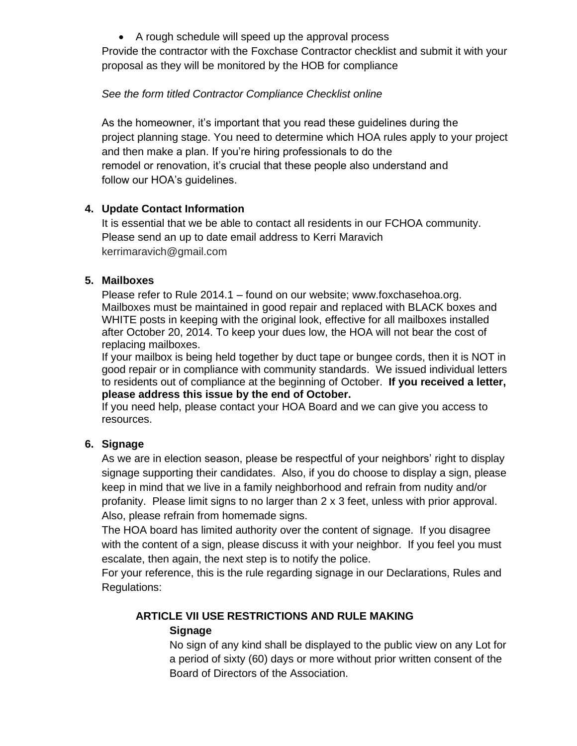- A rough schedule will speed up the approval process

Provide the contractor with the Foxchase Contractor checklist and submit it with your proposal as they will be monitored by the HOB for compliance

*See the form titled Contractor Compliance Checklist online*

As the homeowner, it's important that you read these guidelines during the project planning stage. You need to determine which HOA rules apply to your project and then make a plan. If you're hiring professionals to do the remodel or renovation, it's crucial that these people also understand and follow our HOA's guidelines.

**4. Update Contact Information**

It is essential that we be able to contact all residents in our FCHOA community. Please send an up to date email address to Kerri Maravich kerrimaravich@gmail.com

**5. Mailboxes**

Please refer to Rule 2014.1 – found on our website; www.foxchasehoa.org. Mailboxes must be maintained in good repair and replaced with BLACK boxes and WHITE posts in keeping with the original look, effective for all mailboxes installed after October 20, 2014. To keep your dues low, the HOA will not bear the cost of replacing mailboxes.

If your mailbox is being held together by duct tape or bungee cords, then it is NOT in good repair or in compliance with community standards. We issued individual letters to residents out of compliance at the beginning of October. **If you received a letter, please address this issue by the end of October.**

If you need help, please contact your HOA Board and we can give you access to resources.

**6. Signage**

As we are in election season, please be respectful of your neighbors' right to display signage supporting their candidates. Also, if you do choose to display a sign, please keep in mind that we live in a family neighborhood and refrain from nudity and/or profanity. Please limit signs to no larger than 2 x 3 feet, unless with prior approval. Also, please refrain from homemade signs.

The HOA board has limited authority over the content of signage. If you disagree with the content of a sign, please discuss it with your neighbor. If you feel you must escalate, then again, the next step is to notify the police.

For your reference, this is the rule regarding signage in our Declarations, Rules and Regulations:

**ARTICLE VII USE RESTRICTIONS AND RULE MAKING**

**Signage**

No sign of any kind shall be displayed to the public view on any Lot for a period of sixty (60) days or more without prior written consent of the Board of Directors of the Association.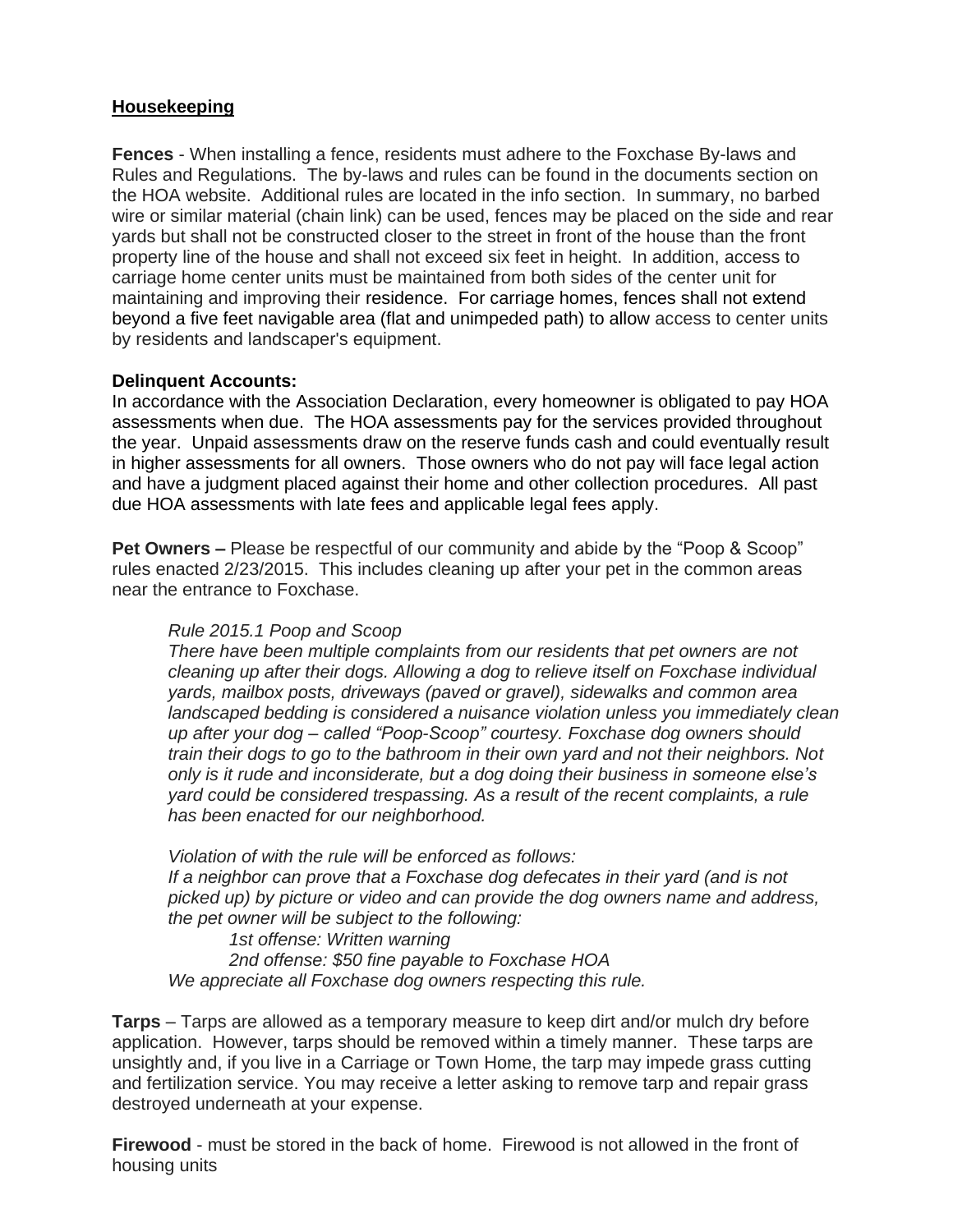**Housekeeping**

**Fences** - When installing a fence, residents must adhere to the Foxchase By-laws and Rules and Regulations. The by-laws and rules can be found in the documents section on the HOA website. Additional rules are located in the info section. In summary, no barbed wire or similar material (chain link) can be used, fences may be placed on the side and rear yards but shall not be constructed closer to the street in front of the house than the front property line of the house and shall not exceed six feet in height. In addition, access to carriage home center units must be maintained from both sides of the center unit for maintaining and improving their residence. For carriage homes, fences shall not extend beyond a five feet navigable area (flat and unimpeded path) to allow access to center units by residents and landscaper's equipment.

**Delinquent Accounts:**
In accordance with the Association Declaration, every homeowner is obligated to pay HOA assessments when due. The HOA assessments pay for the services provided throughout the year. Unpaid assessments draw on the reserve funds cash and could eventually result in higher assessments for all owners. Those owners who do not pay will face legal action and have a judgment placed against their home and other collection procedures. All past due HOA assessments with late fees and applicable legal fees apply.

**Pet Owners –** Please be respectful of our community and abide by the "Poop & Scoop" rules enacted 2/23/2015. This includes cleaning up after your pet in the common areas near the entrance to Foxchase.

> *Rule 2015.1 Poop and Scoop*
> *There have been multiple complaints from our residents that pet owners are not cleaning up after their dogs. Allowing a dog to relieve itself on Foxchase individual yards, mailbox posts, driveways (paved or gravel), sidewalks and common area landscaped bedding is considered a nuisance violation unless you immediately clean up after your dog – called "Poop-Scoop" courtesy. Foxchase dog owners should train their dogs to go to the bathroom in their own yard and not their neighbors. Not only is it rude and inconsiderate, but a dog doing their business in someone else's yard could be considered trespassing. As a result of the recent complaints, a rule has been enacted for our neighborhood.*
>
> *Violation of with the rule will be enforced as follows:*
> *If a neighbor can prove that a Foxchase dog defecates in their yard (and is not picked up) by picture or video and can provide the dog owners name and address, the pet owner will be subject to the following:*
>
> *1st offense: Written warning*
> *2nd offense: $50 fine payable to Foxchase HOA*
>
> *We appreciate all Foxchase dog owners respecting this rule.*

**Tarps** – Tarps are allowed as a temporary measure to keep dirt and/or mulch dry before application. However, tarps should be removed within a timely manner. These tarps are unsightly and, if you live in a Carriage or Town Home, the tarp may impede grass cutting and fertilization service. You may receive a letter asking to remove tarp and repair grass destroyed underneath at your expense.

**Firewood** - must be stored in the back of home. Firewood is not allowed in the front of housing units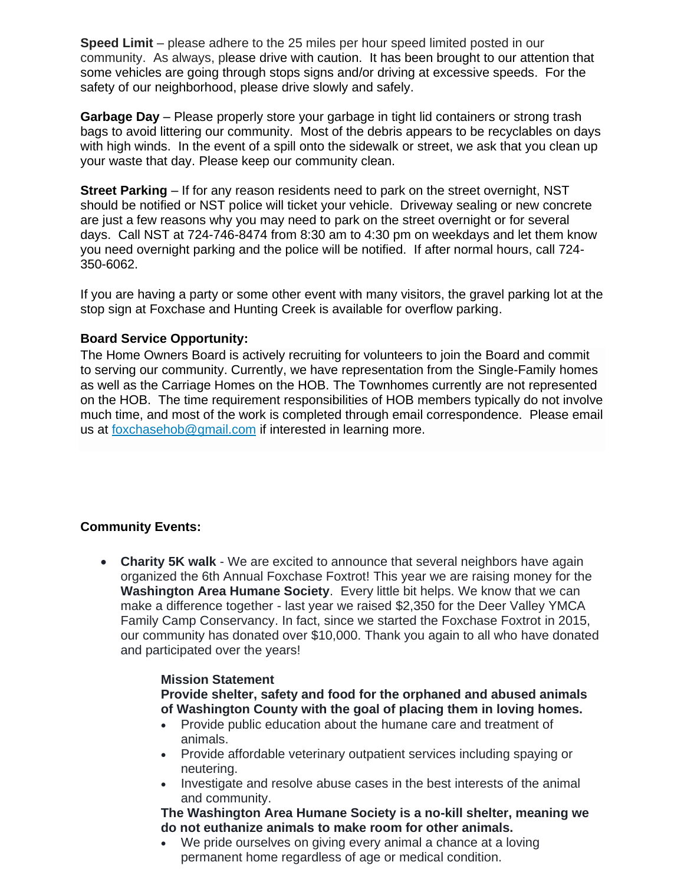**Speed Limit** – please adhere to the 25 miles per hour speed limited posted in our community. As always, please drive with caution. It has been brought to our attention that some vehicles are going through stops signs and/or driving at excessive speeds. For the safety of our neighborhood, please drive slowly and safely.

**Garbage Day** – Please properly store your garbage in tight lid containers or strong trash bags to avoid littering our community. Most of the debris appears to be recyclables on days with high winds. In the event of a spill onto the sidewalk or street, we ask that you clean up your waste that day. Please keep our community clean.

**Street Parking** – If for any reason residents need to park on the street overnight, NST should be notified or NST police will ticket your vehicle. Driveway sealing or new concrete are just a few reasons why you may need to park on the street overnight or for several days. Call NST at 724-746-8474 from 8:30 am to 4:30 pm on weekdays and let them know you need overnight parking and the police will be notified. If after normal hours, call 724-350-6062.

If you are having a party or some other event with many visitors, the gravel parking lot at the stop sign at Foxchase and Hunting Creek is available for overflow parking.

**Board Service Opportunity:**

The Home Owners Board is actively recruiting for volunteers to join the Board and commit to serving our community. Currently, we have representation from the Single-Family homes as well as the Carriage Homes on the HOB. The Townhomes currently are not represented on the HOB. The time requirement responsibilities of HOB members typically do not involve much time, and most of the work is completed through email correspondence. Please email us at foxchasehob@gmail.com if interested in learning more.

**Community Events:**

- **Charity 5K walk** - We are excited to announce that several neighbors have again organized the 6th Annual Foxchase Foxtrot! This year we are raising money for the **Washington Area Humane Society**. Every little bit helps. We know that we can make a difference together - last year we raised $2,350 for the Deer Valley YMCA Family Camp Conservancy. In fact, since we started the Foxchase Foxtrot in 2015, our community has donated over $10,000. Thank you again to all who have donated and participated over the years!

  **Mission Statement**
  **Provide shelter, safety and food for the orphaned and abused animals of Washington County with the goal of placing them in loving homes.**

  - Provide public education about the humane care and treatment of animals.
  - Provide affordable veterinary outpatient services including spaying or neutering.
  - Investigate and resolve abuse cases in the best interests of the animal and community.

  **The Washington Area Humane Society is a no-kill shelter, meaning we do not euthanize animals to make room for other animals.**

  - We pride ourselves on giving every animal a chance at a loving permanent home regardless of age or medical condition.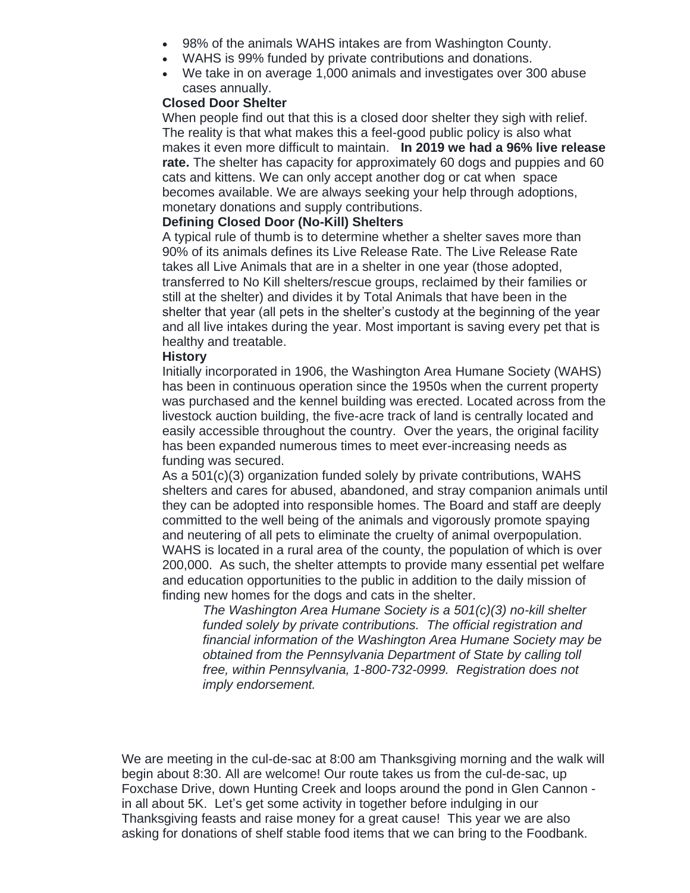- 98% of the animals WAHS intakes are from Washington County.
- WAHS is 99% funded by private contributions and donations.
- We take in on average 1,000 animals and investigates over 300 abuse cases annually.

**Closed Door Shelter**

When people find out that this is a closed door shelter they sigh with relief. The reality is that what makes this a feel-good public policy is also what makes it even more difficult to maintain. **In 2019 we had a 96% live release rate.** The shelter has capacity for approximately 60 dogs and puppies and 60 cats and kittens. We can only accept another dog or cat when space becomes available. We are always seeking your help through adoptions, monetary donations and supply contributions.

**Defining Closed Door (No-Kill) Shelters**

A typical rule of thumb is to determine whether a shelter saves more than 90% of its animals defines its Live Release Rate. The Live Release Rate takes all Live Animals that are in a shelter in one year (those adopted, transferred to No Kill shelters/rescue groups, reclaimed by their families or still at the shelter) and divides it by Total Animals that have been in the shelter that year (all pets in the shelter's custody at the beginning of the year and all live intakes during the year. Most important is saving every pet that is healthy and treatable.

**History**

Initially incorporated in 1906, the Washington Area Humane Society (WAHS) has been in continuous operation since the 1950s when the current property was purchased and the kennel building was erected. Located across from the livestock auction building, the five-acre track of land is centrally located and easily accessible throughout the country. Over the years, the original facility has been expanded numerous times to meet ever-increasing needs as funding was secured.

As a 501(c)(3) organization funded solely by private contributions, WAHS shelters and cares for abused, abandoned, and stray companion animals until they can be adopted into responsible homes. The Board and staff are deeply committed to the well being of the animals and vigorously promote spaying and neutering of all pets to eliminate the cruelty of animal overpopulation. WAHS is located in a rural area of the county, the population of which is over 200,000. As such, the shelter attempts to provide many essential pet welfare and education opportunities to the public in addition to the daily mission of finding new homes for the dogs and cats in the shelter.

> *The Washington Area Humane Society is a 501(c)(3) no-kill shelter funded solely by private contributions. The official registration and financial information of the Washington Area Humane Society may be obtained from the Pennsylvania Department of State by calling toll free, within Pennsylvania, 1-800-732-0999. Registration does not imply endorsement.*

We are meeting in the cul-de-sac at 8:00 am Thanksgiving morning and the walk will begin about 8:30. All are welcome! Our route takes us from the cul-de-sac, up Foxchase Drive, down Hunting Creek and loops around the pond in Glen Cannon - in all about 5K. Let's get some activity in together before indulging in our Thanksgiving feasts and raise money for a great cause! This year we are also asking for donations of shelf stable food items that we can bring to the Foodbank.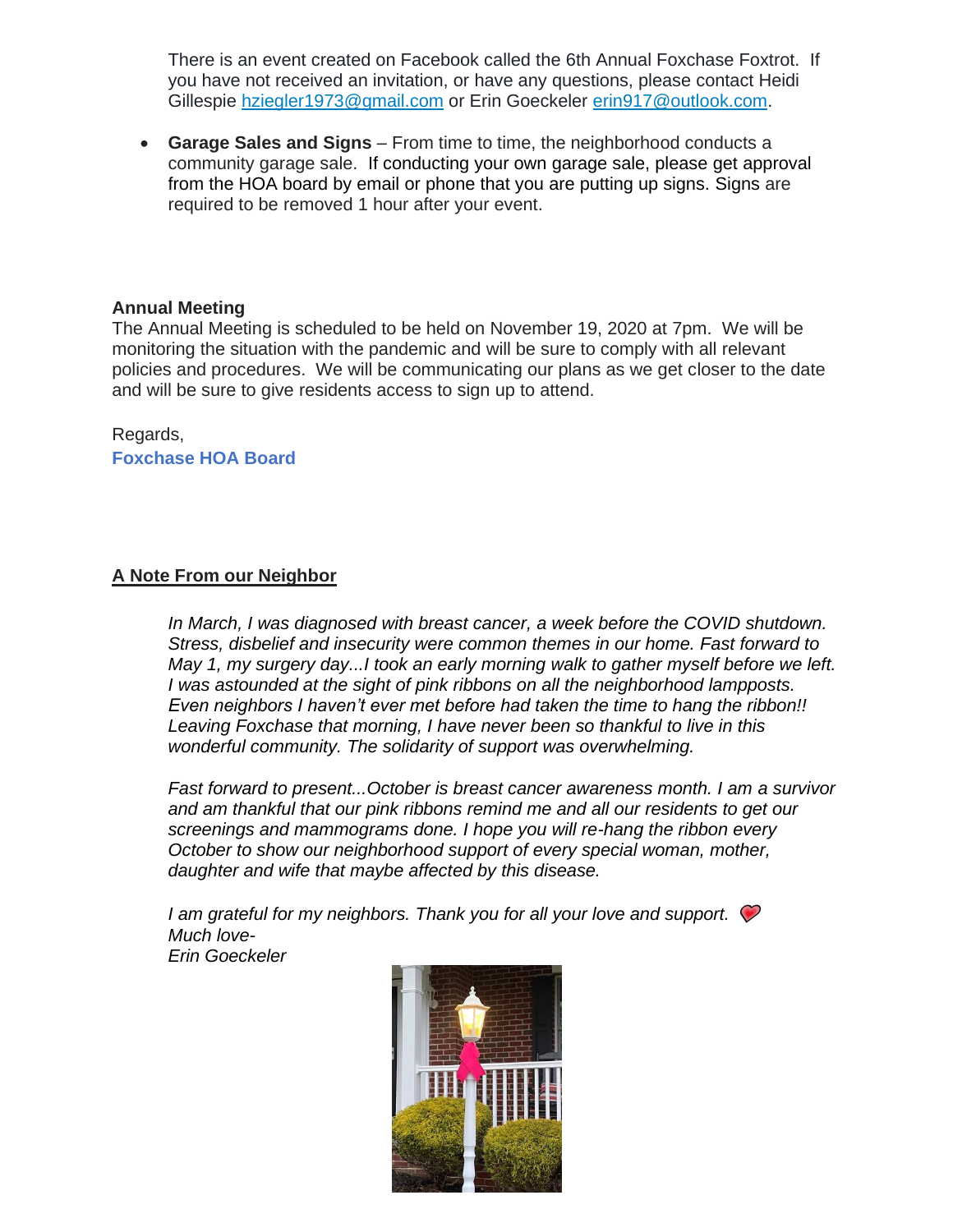There is an event created on Facebook called the 6th Annual Foxchase Foxtrot. If you have not received an invitation, or have any questions, please contact Heidi Gillespie hziegler1973@gmail.com or Erin Goeckeler erin917@outlook.com.

- **Garage Sales and Signs** – From time to time, the neighborhood conducts a community garage sale. If conducting your own garage sale, please get approval from the HOA board by email or phone that you are putting up signs. Signs are required to be removed 1 hour after your event.

**Annual Meeting**

The Annual Meeting is scheduled to be held on November 19, 2020 at 7pm. We will be monitoring the situation with the pandemic and will be sure to comply with all relevant policies and procedures. We will be communicating our plans as we get closer to the date and will be sure to give residents access to sign up to attend.

Regards,
**Foxchase HOA Board**

## A Note From our Neighbor

*In March, I was diagnosed with breast cancer, a week before the COVID shutdown. Stress, disbelief and insecurity were common themes in our home. Fast forward to May 1, my surgery day...I took an early morning walk to gather myself before we left. I was astounded at the sight of pink ribbons on all the neighborhood lampposts. Even neighbors I haven't ever met before had taken the time to hang the ribbon!! Leaving Foxchase that morning, I have never been so thankful to live in this wonderful community. The solidarity of support was overwhelming.*

*Fast forward to present...October is breast cancer awareness month. I am a survivor and am thankful that our pink ribbons remind me and all our residents to get our screenings and mammograms done. I hope you will re-hang the ribbon every October to show our neighborhood support of every special woman, mother, daughter and wife that maybe affected by this disease.*

*I am grateful for my neighbors. Thank you for all your love and support.* ❤
*Much love-*
*Erin Goeckeler*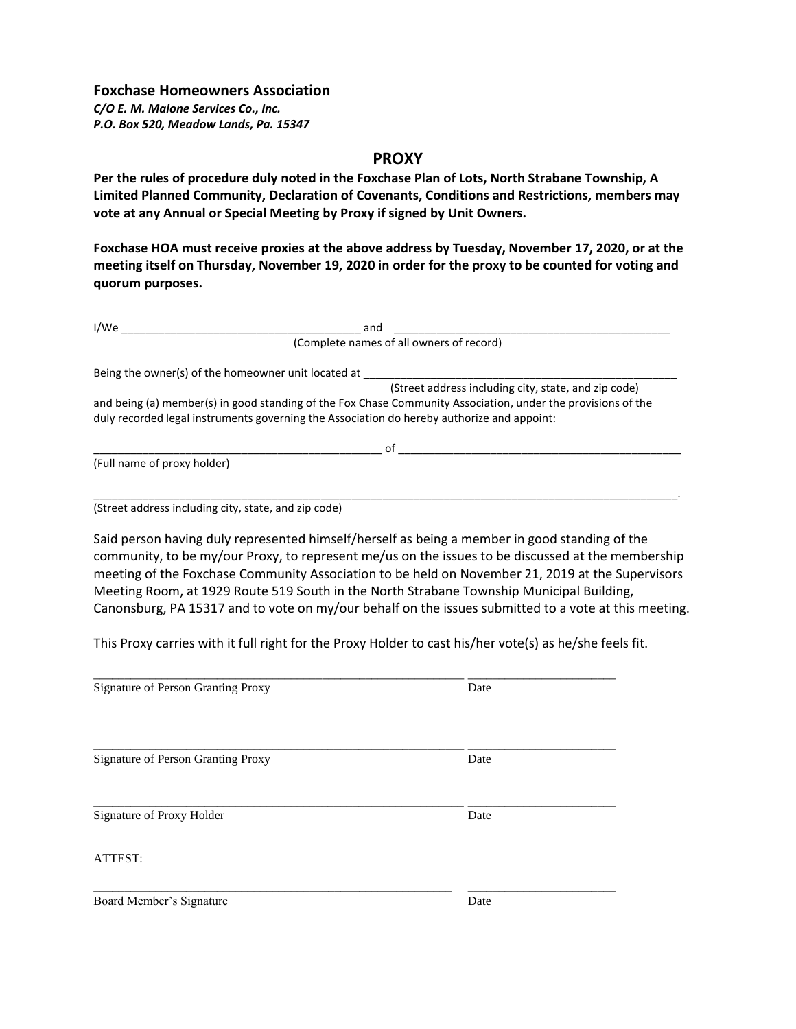**Foxchase Homeowners Association**
***C/O E. M. Malone Services Co., Inc.***
***P.O. Box 520, Meadow Lands, Pa. 15347***

## PROXY

**Per the rules of procedure duly noted in the Foxchase Plan of Lots, North Strabane Township, A Limited Planned Community, Declaration of Covenants, Conditions and Restrictions, members may vote at any Annual or Special Meeting by Proxy if signed by Unit Owners.**

**Foxchase HOA must receive proxies at the above address by Tuesday, November 17, 2020, or at the meeting itself on Thursday, November 19, 2020 in order for the proxy to be counted for voting and quorum purposes.**

I/We ________________________________________ and ______________________________________________
(Complete names of all owners of record)

Being the owner(s) of the homeowner unit located at ______________________________________________________
(Street address including city, state, and zip code)
and being (a) member(s) in good standing of the Fox Chase Community Association, under the provisions of the duly recorded legal instruments governing the Association do hereby authorize and appoint:

________________________________________________ of ______________________________________________
(Full name of proxy holder)

____________________________________________________________________________________________________.
(Street address including city, state, and zip code)

Said person having duly represented himself/herself as being a member in good standing of the community, to be my/our Proxy, to represent me/us on the issues to be discussed at the membership meeting of the Foxchase Community Association to be held on November 21, 2019 at the Supervisors Meeting Room, at 1929 Route 519 South in the North Strabane Township Municipal Building, Canonsburg, PA 15317 and to vote on my/our behalf on the issues submitted to a vote at this meeting.

This Proxy carries with it full right for the Proxy Holder to cast his/her vote(s) as he/she feels fit.

______________________________________________________ ______________________
Signature of Person Granting Proxy Date

______________________________________________________ ______________________
Signature of Person Granting Proxy Date

______________________________________________________ ______________________
Signature of Proxy Holder Date

ATTEST:

______________________________________________________ ______________________
Board Member's Signature Date